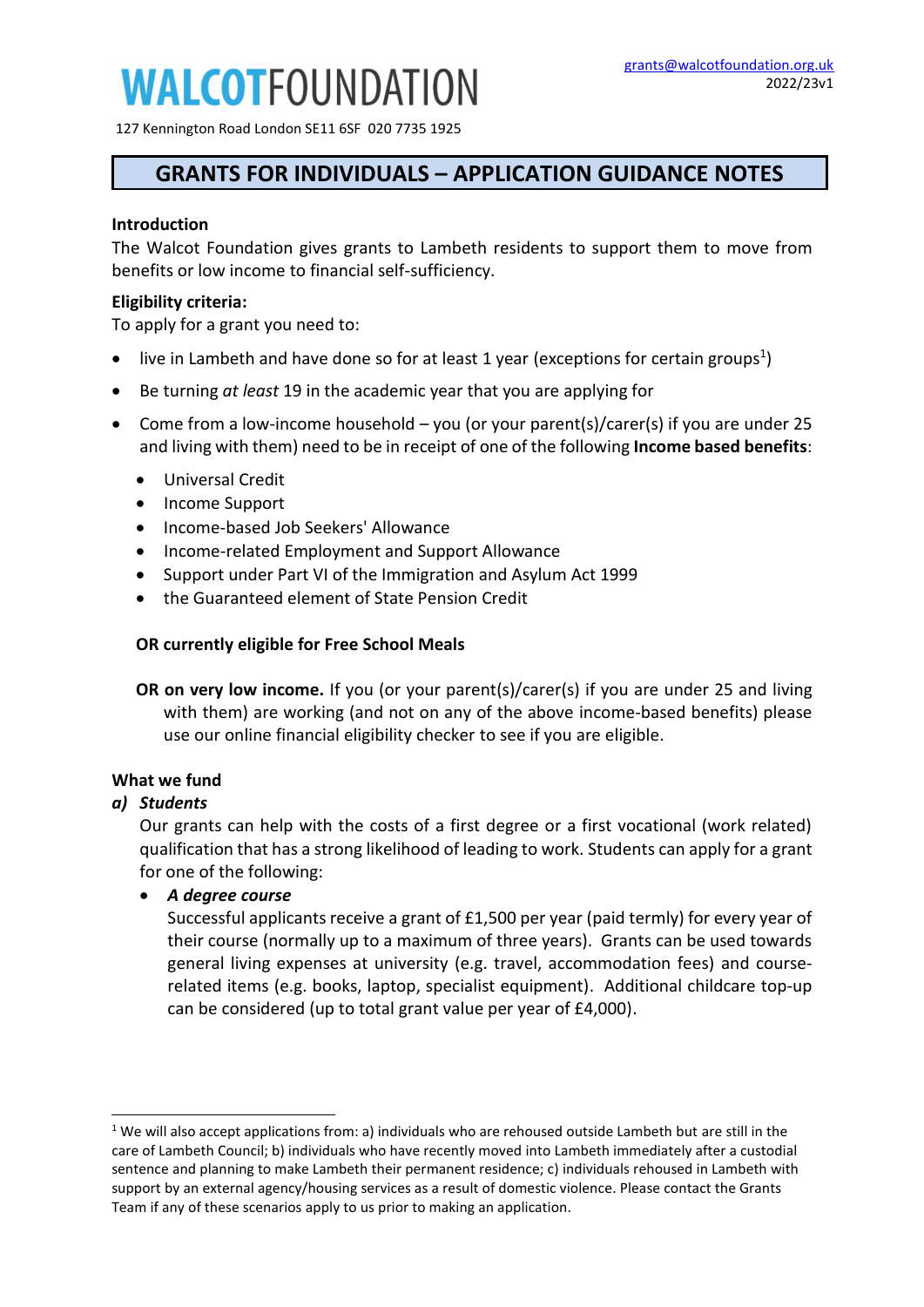# WALCOTFOUNDATION

127 Kennington Road London SE11 6SF 020 7735 1925

grants@walcotfoundation.org.uk
2022/23v1

## GRANTS FOR INDIVIDUALS – APPLICATION GUIDANCE NOTES

**Introduction**

The Walcot Foundation gives grants to Lambeth residents to support them to move from benefits or low income to financial self-sufficiency.

**Eligibility criteria:**

To apply for a grant you need to:

- live in Lambeth and have done so for at least 1 year (exceptions for certain groups[1])
- Be turning *at least* 19 in the academic year that you are applying for
- Come from a low-income household – you (or your parent(s)/carer(s) if you are under 25 and living with them) need to be in receipt of one of the following **Income based benefits**:
  - Universal Credit
  - Income Support
  - Income-based Job Seekers' Allowance
  - Income-related Employment and Support Allowance
  - Support under Part VI of the Immigration and Asylum Act 1999
  - the Guaranteed element of State Pension Credit

  **OR currently eligible for Free School Meals**

  **OR on very low income.** If you (or your parent(s)/carer(s) if you are under 25 and living with them) are working (and not on any of the above income-based benefits) please use our online financial eligibility checker to see if you are eligible.

**What we fund**

***a) Students***

Our grants can help with the costs of a first degree or a first vocational (work related) qualification that has a strong likelihood of leading to work. Students can apply for a grant for one of the following:

- ***A degree course***

  Successful applicants receive a grant of £1,500 per year (paid termly) for every year of their course (normally up to a maximum of three years). Grants can be used towards general living expenses at university (e.g. travel, accommodation fees) and course-related items (e.g. books, laptop, specialist equipment). Additional childcare top-up can be considered (up to total grant value per year of £4,000).

---

[1] We will also accept applications from: a) individuals who are rehoused outside Lambeth but are still in the care of Lambeth Council; b) individuals who have recently moved into Lambeth immediately after a custodial sentence and planning to make Lambeth their permanent residence; c) individuals rehoused in Lambeth with support by an external agency/housing services as a result of domestic violence. Please contact the Grants Team if any of these scenarios apply to us prior to making an application.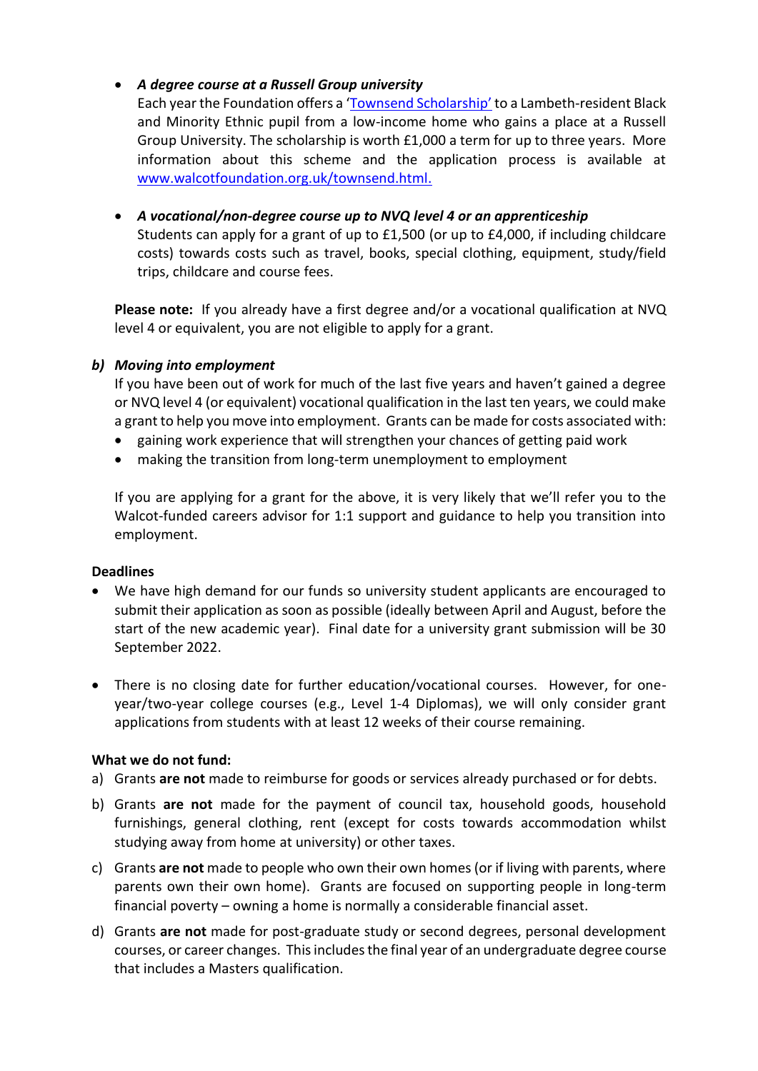- ***A degree course at a Russell Group university***
  Each year the Foundation offers a '[Townsend Scholarship'](www.walcotfoundation.org.uk/townsend.html) to a Lambeth-resident Black and Minority Ethnic pupil from a low-income home who gains a place at a Russell Group University. The scholarship is worth £1,000 a term for up to three years. More information about this scheme and the application process is available at [www.walcotfoundation.org.uk/townsend.html.](www.walcotfoundation.org.uk/townsend.html)

- ***A vocational/non-degree course up to NVQ level 4 or an apprenticeship***
  Students can apply for a grant of up to £1,500 (or up to £4,000, if including childcare costs) towards costs such as travel, books, special clothing, equipment, study/field trips, childcare and course fees.

**Please note:** If you already have a first degree and/or a vocational qualification at NVQ level 4 or equivalent, you are not eligible to apply for a grant.

***b) Moving into employment***

If you have been out of work for much of the last five years and haven't gained a degree or NVQ level 4 (or equivalent) vocational qualification in the last ten years, we could make a grant to help you move into employment. Grants can be made for costs associated with:

- gaining work experience that will strengthen your chances of getting paid work
- making the transition from long-term unemployment to employment

If you are applying for a grant for the above, it is very likely that we'll refer you to the Walcot-funded careers advisor for 1:1 support and guidance to help you transition into employment.

**Deadlines**

- We have high demand for our funds so university student applicants are encouraged to submit their application as soon as possible (ideally between April and August, before the start of the new academic year). Final date for a university grant submission will be 30 September 2022.
- There is no closing date for further education/vocational courses. However, for one-year/two-year college courses (e.g., Level 1-4 Diplomas), we will only consider grant applications from students with at least 12 weeks of their course remaining.

**What we do not fund:**

a) Grants **are not** made to reimburse for goods or services already purchased or for debts.

b) Grants **are not** made for the payment of council tax, household goods, household furnishings, general clothing, rent (except for costs towards accommodation whilst studying away from home at university) or other taxes.

c) Grants **are not** made to people who own their own homes (or if living with parents, where parents own their own home). Grants are focused on supporting people in long-term financial poverty – owning a home is normally a considerable financial asset.

d) Grants **are not** made for post-graduate study or second degrees, personal development courses, or career changes. This includes the final year of an undergraduate degree course that includes a Masters qualification.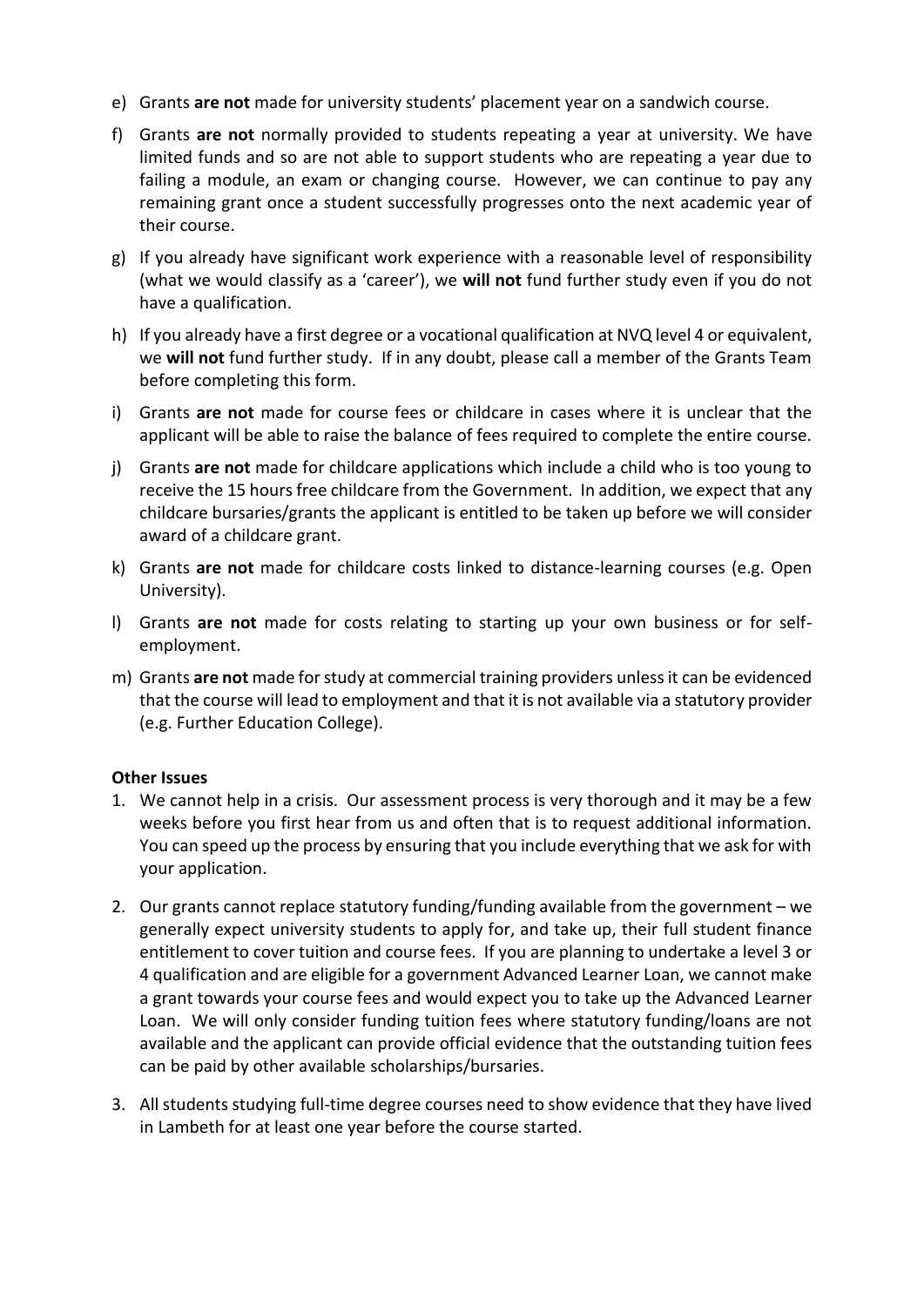e) Grants **are not** made for university students' placement year on a sandwich course.

f) Grants **are not** normally provided to students repeating a year at university. We have limited funds and so are not able to support students who are repeating a year due to failing a module, an exam or changing course. However, we can continue to pay any remaining grant once a student successfully progresses onto the next academic year of their course.

g) If you already have significant work experience with a reasonable level of responsibility (what we would classify as a 'career'), we **will not** fund further study even if you do not have a qualification.

h) If you already have a first degree or a vocational qualification at NVQ level 4 or equivalent, we **will not** fund further study. If in any doubt, please call a member of the Grants Team before completing this form.

i) Grants **are not** made for course fees or childcare in cases where it is unclear that the applicant will be able to raise the balance of fees required to complete the entire course.

j) Grants **are not** made for childcare applications which include a child who is too young to receive the 15 hours free childcare from the Government. In addition, we expect that any childcare bursaries/grants the applicant is entitled to be taken up before we will consider award of a childcare grant.

k) Grants **are not** made for childcare costs linked to distance-learning courses (e.g. Open University).

l) Grants **are not** made for costs relating to starting up your own business or for self-employment.

m) Grants **are not** made for study at commercial training providers unless it can be evidenced that the course will lead to employment and that it is not available via a statutory provider (e.g. Further Education College).

**Other Issues**

1. We cannot help in a crisis. Our assessment process is very thorough and it may be a few weeks before you first hear from us and often that is to request additional information. You can speed up the process by ensuring that you include everything that we ask for with your application.

2. Our grants cannot replace statutory funding/funding available from the government – we generally expect university students to apply for, and take up, their full student finance entitlement to cover tuition and course fees. If you are planning to undertake a level 3 or 4 qualification and are eligible for a government Advanced Learner Loan, we cannot make a grant towards your course fees and would expect you to take up the Advanced Learner Loan. We will only consider funding tuition fees where statutory funding/loans are not available and the applicant can provide official evidence that the outstanding tuition fees can be paid by other available scholarships/bursaries.

3. All students studying full-time degree courses need to show evidence that they have lived in Lambeth for at least one year before the course started.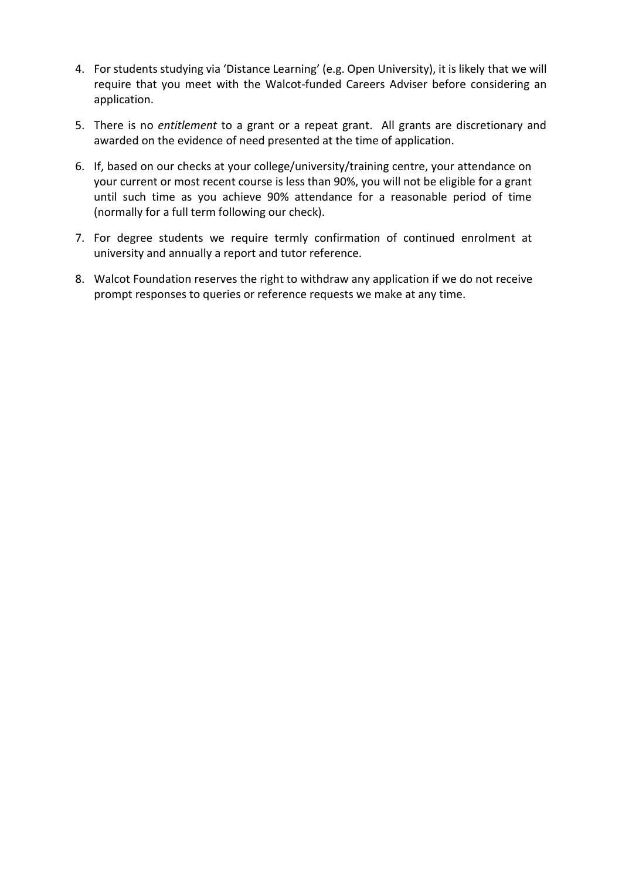4. For students studying via 'Distance Learning' (e.g. Open University), it is likely that we will require that you meet with the Walcot-funded Careers Adviser before considering an application.

5. There is no *entitlement* to a grant or a repeat grant. All grants are discretionary and awarded on the evidence of need presented at the time of application.

6. If, based on our checks at your college/university/training centre, your attendance on your current or most recent course is less than 90%, you will not be eligible for a grant until such time as you achieve 90% attendance for a reasonable period of time (normally for a full term following our check).

7. For degree students we require termly confirmation of continued enrolment at university and annually a report and tutor reference.

8. Walcot Foundation reserves the right to withdraw any application if we do not receive prompt responses to queries or reference requests we make at any time.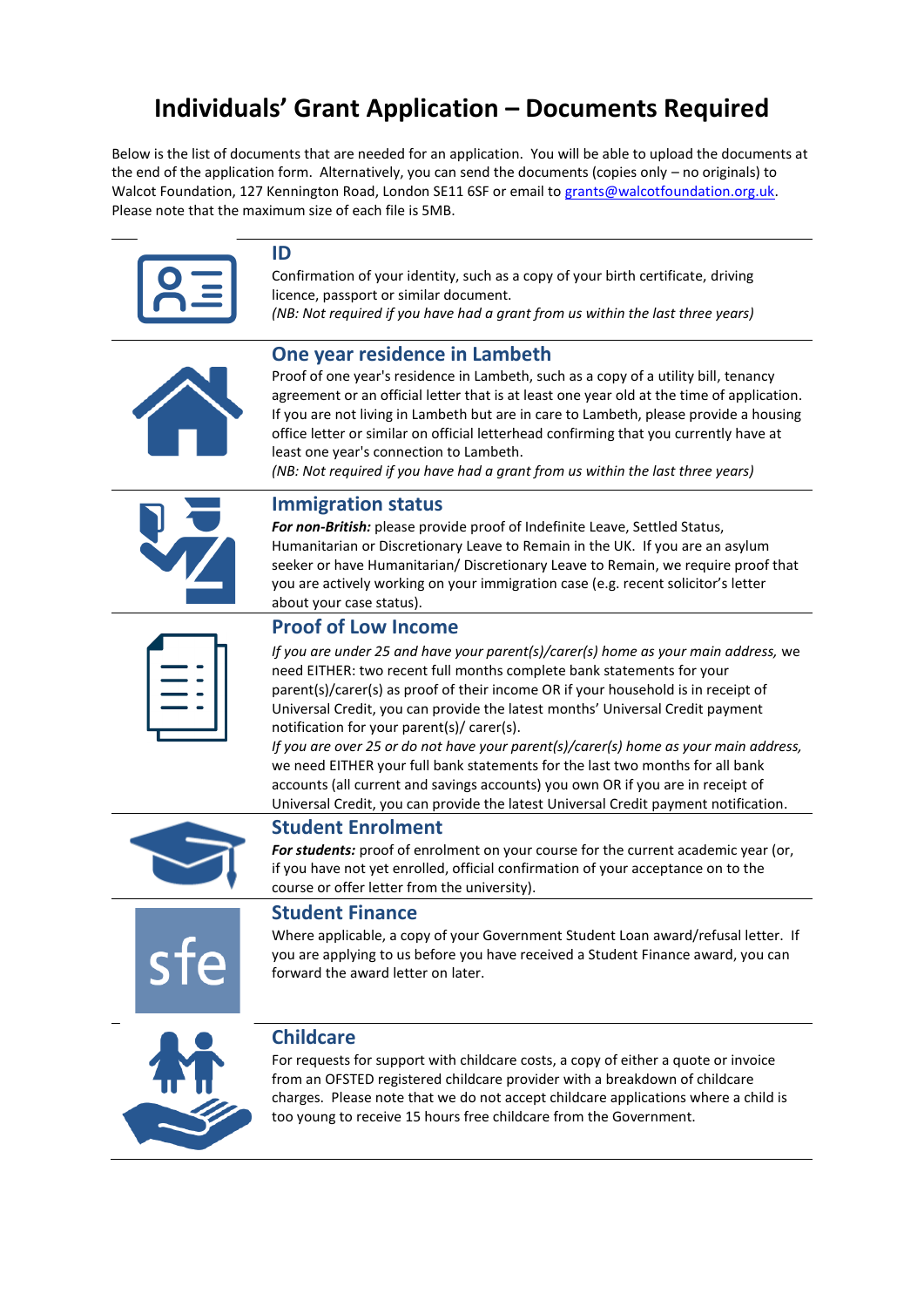# Individuals' Grant Application – Documents Required

Below is the list of documents that are needed for an application. You will be able to upload the documents at the end of the application form. Alternatively, you can send the documents (copies only – no originals) to Walcot Foundation, 127 Kennington Road, London SE11 6SF or email to grants@walcotfoundation.org.uk. Please note that the maximum size of each file is 5MB.

## ID

Confirmation of your identity, such as a copy of your birth certificate, driving licence, passport or similar document.
*(NB: Not required if you have had a grant from us within the last three years)*

## One year residence in Lambeth

Proof of one year's residence in Lambeth, such as a copy of a utility bill, tenancy agreement or an official letter that is at least one year old at the time of application. If you are not living in Lambeth but are in care to Lambeth, please provide a housing office letter or similar on official letterhead confirming that you currently have at least one year's connection to Lambeth.
*(NB: Not required if you have had a grant from us within the last three years)*

## Immigration status

***For non-British:*** please provide proof of Indefinite Leave, Settled Status, Humanitarian or Discretionary Leave to Remain in the UK. If you are an asylum seeker or have Humanitarian/ Discretionary Leave to Remain, we require proof that you are actively working on your immigration case (e.g. recent solicitor's letter about your case status).

## Proof of Low Income

*If you are under 25 and have your parent(s)/carer(s) home as your main address,* we need EITHER: two recent full months complete bank statements for your parent(s)/carer(s) as proof of their income OR if your household is in receipt of Universal Credit, you can provide the latest months' Universal Credit payment notification for your parent(s)/ carer(s).
*If you are over 25 or do not have your parent(s)/carer(s) home as your main address,* we need EITHER your full bank statements for the last two months for all bank accounts (all current and savings accounts) you own OR if you are in receipt of Universal Credit, you can provide the latest Universal Credit payment notification.

## Student Enrolment

***For students:*** proof of enrolment on your course for the current academic year (or, if you have not yet enrolled, official confirmation of your acceptance on to the course or offer letter from the university).

## Student Finance

Where applicable, a copy of your Government Student Loan award/refusal letter. If you are applying to us before you have received a Student Finance award, you can forward the award letter on later.

## Childcare

For requests for support with childcare costs, a copy of either a quote or invoice from an OFSTED registered childcare provider with a breakdown of childcare charges. Please note that we do not accept childcare applications where a child is too young to receive 15 hours free childcare from the Government.